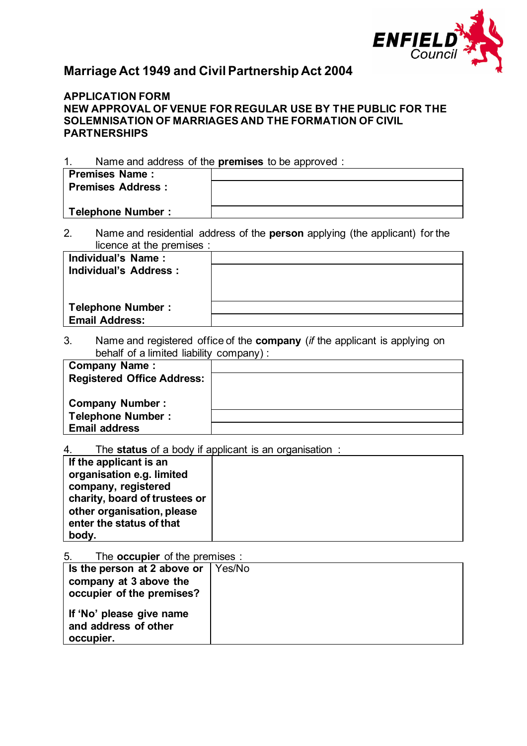ENFIELD Council

# Marriage Act 1949 and Civil Partnership Act 2004

## APPLICATION FORM
## NEW APPROVAL OF VENUE FOR REGULAR USE BY THE PUBLIC FOR THE SOLEMNISATION OF MARRIAGES AND THE FORMATION OF CIVIL PARTNERSHIPS

1. Name and address of the **premises** to be approved :

| | |
|---|---|
| **Premises Name :** | |
| **Premises Address :** | |
| **Telephone Number :** | |

2. Name and residential address of the **person** applying (the applicant) for the licence at the premises :

| | |
|---|---|
| **Individual's Name :** | |
| **Individual's Address :** | |
| **Telephone Number :** | |
| **Email Address:** | |

3. Name and registered office of the **company** (*if* the applicant is applying on behalf of a limited liability company) :

| | |
|---|---|
| **Company Name :** | |
| **Registered Office Address:** | |
| **Company Number :** | |
| **Telephone Number :** | |
| **Email address** | |

4. The **status** of a body if applicant is an organisation :

| | |
|---|---|
| **If the applicant is an organisation e.g. limited company, registered charity, board of trustees or other organisation, please enter the status of that body.** | |

5. The **occupier** of the premises :

| | |
|---|---|
| **Is the person at 2 above or company at 3 above the occupier of the premises?** **If 'No' please give name and address of other occupier.** | Yes/No |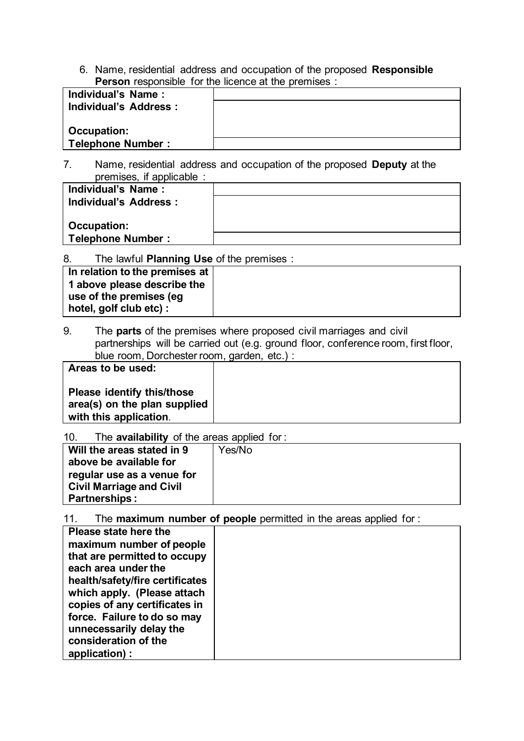6. Name, residential address and occupation of the proposed **Responsible Person** responsible for the licence at the premises :

| | |
|---|---|
| **Individual's Name :** | |
| **Individual's Address :** <br><br> **Occupation:** | |
| **Telephone Number :** | |

7. Name, residential address and occupation of the proposed **Deputy** at the premises, if applicable :

| | |
|---|---|
| **Individual's Name :** | |
| **Individual's Address :** <br><br> **Occupation:** | |
| **Telephone Number :** | |

8. The lawful **Planning Use** of the premises :

| | |
|---|---|
| **In relation to the premises at 1 above please describe the use of the premises (eg hotel, golf club etc) :** | |

9. The **parts** of the premises where proposed civil marriages and civil partnerships will be carried out (e.g. ground floor, conference room, first floor, blue room, Dorchester room, garden, etc.) :

| | |
|---|---|
| **Areas to be used:** <br><br> **Please identify this/those area(s) on the plan supplied with this application.** | |

10. The **availability** of the areas applied for :

| | |
|---|---|
| **Will the areas stated in 9 above be available for regular use as a venue for Civil Marriage and Civil Partnerships :** | Yes/No |

11. The **maximum number of people** permitted in the areas applied for :

| | |
|---|---|
| **Please state here the maximum number of people that are permitted to occupy each area under the health/safety/fire certificates which apply. (Please attach copies of any certificates in force. Failure to do so may unnecessarily delay the consideration of the application) :** | |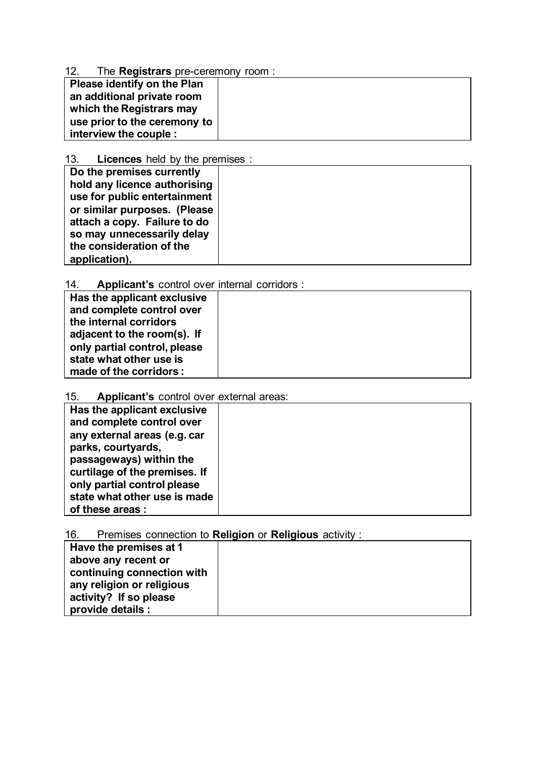12. The **Registrars** pre-ceremony room :

| **Please identify on the Plan an additional private room which the Registrars may use prior to the ceremony to interview the couple :** | |
|---|---|

13. **Licences** held by the premises :

| **Do the premises currently hold any licence authorising use for public entertainment or similar purposes. (Please attach a copy. Failure to do so may unnecessarily delay the consideration of the application).** | |
|---|---|

14. **Applicant's** control over internal corridors :

| **Has the applicant exclusive and complete control over the internal corridors adjacent to the room(s). If only partial control, please state what other use is made of the corridors :** | |
|---|---|

15. **Applicant's** control over external areas:

| **Has the applicant exclusive and complete control over any external areas (e.g. car parks, courtyards, passageways) within the curtilage of the premises. If only partial control please state what other use is made of these areas :** | |
|---|---|

16. Premises connection to **Religion** or **Religious** activity :

| **Have the premises at 1 above any recent or continuing connection with any religion or religious activity? If so please provide details :** | |
|---|---|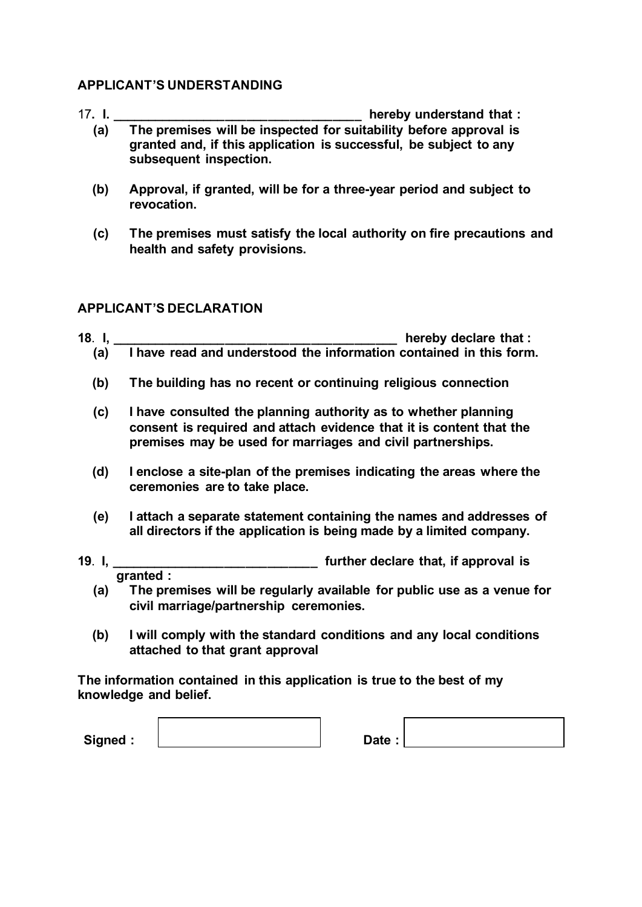## APPLICANT'S UNDERSTANDING

17. **I. ___________________________________ hereby understand that :**

   **(a)** **The premises will be inspected for suitability before approval is granted and, if this application is successful, be subject to any subsequent inspection.**

   **(b)** **Approval, if granted, will be for a three-year period and subject to revocation.**

   **(c)** **The premises must satisfy the local authority on fire precautions and health and safety provisions.**

## APPLICANT'S DECLARATION

**18. I, _________________________________________ hereby declare that :**

   **(a)** **I have read and understood the information contained in this form.**

   **(b)** **The building has no recent or continuing religious connection**

   **(c)** **I have consulted the planning authority as to whether planning consent is required and attach evidence that it is content that the premises may be used for marriages and civil partnerships.**

   **(d)** **I enclose a site-plan of the premises indicating the areas where the ceremonies are to take place.**

   **(e)** **I attach a separate statement containing the names and addresses of all directors if the application is being made by a limited company.**

**19. I, _____________________________ further declare that, if approval is granted :**

   **(a)** **The premises will be regularly available for public use as a venue for civil marriage/partnership ceremonies.**

   **(b)** **I will comply with the standard conditions and any local conditions attached to that grant approval**

**The information contained in this application is true to the best of my knowledge and belief.**

**Signed :** ____________________ **Date :** ____________________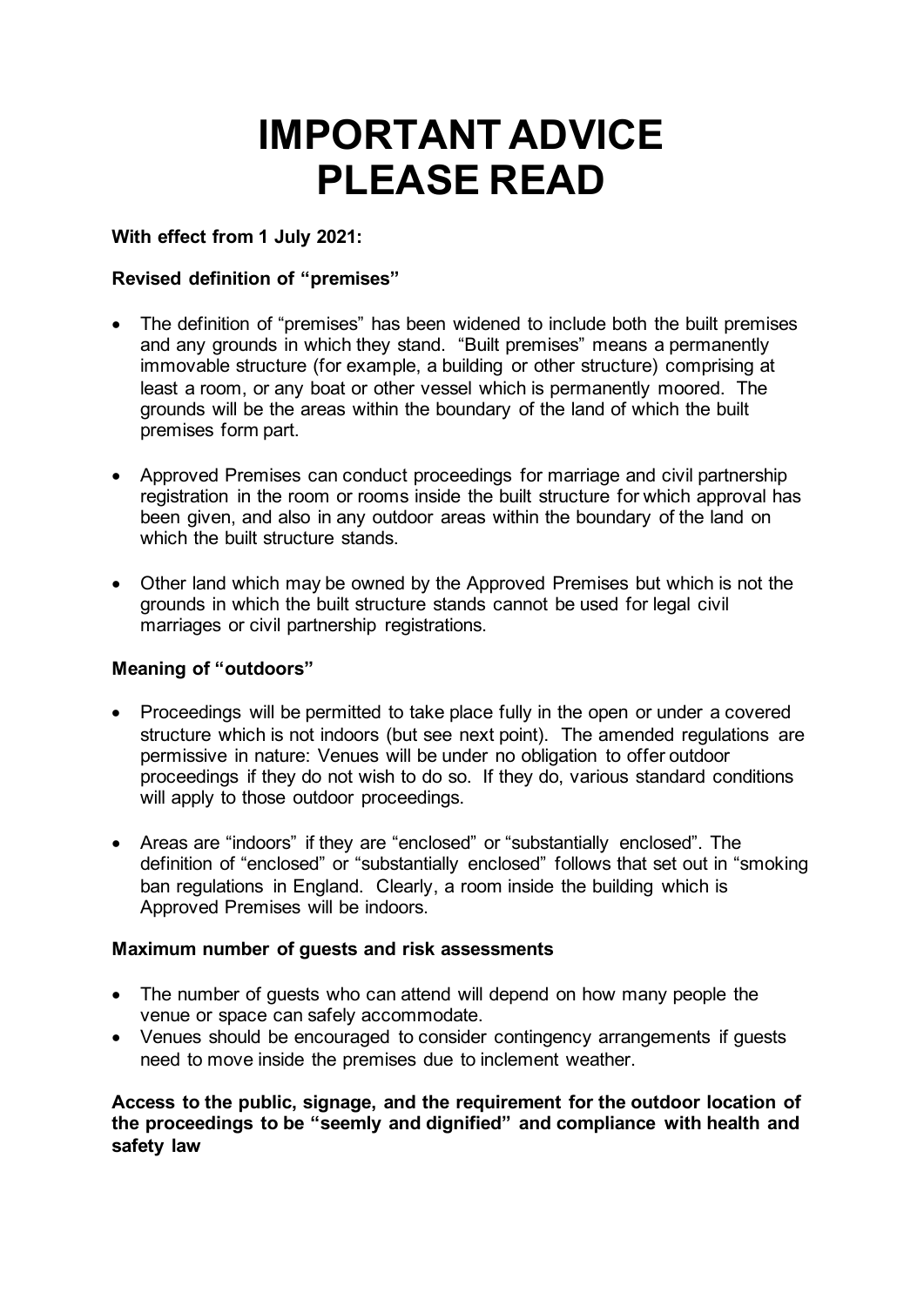# IMPORTANT ADVICE PLEASE READ

**With effect from 1 July 2021:**

**Revised definition of "premises"**

- The definition of "premises" has been widened to include both the built premises and any grounds in which they stand. "Built premises" means a permanently immovable structure (for example, a building or other structure) comprising at least a room, or any boat or other vessel which is permanently moored. The grounds will be the areas within the boundary of the land of which the built premises form part.
- Approved Premises can conduct proceedings for marriage and civil partnership registration in the room or rooms inside the built structure for which approval has been given, and also in any outdoor areas within the boundary of the land on which the built structure stands.
- Other land which may be owned by the Approved Premises but which is not the grounds in which the built structure stands cannot be used for legal civil marriages or civil partnership registrations.

**Meaning of "outdoors"**

- Proceedings will be permitted to take place fully in the open or under a covered structure which is not indoors (but see next point). The amended regulations are permissive in nature: Venues will be under no obligation to offer outdoor proceedings if they do not wish to do so. If they do, various standard conditions will apply to those outdoor proceedings.
- Areas are "indoors" if they are "enclosed" or "substantially enclosed". The definition of "enclosed" or "substantially enclosed" follows that set out in "smoking ban regulations in England. Clearly, a room inside the building which is Approved Premises will be indoors.

**Maximum number of guests and risk assessments**

- The number of guests who can attend will depend on how many people the venue or space can safely accommodate.
- Venues should be encouraged to consider contingency arrangements if guests need to move inside the premises due to inclement weather.

**Access to the public, signage, and the requirement for the outdoor location of the proceedings to be "seemly and dignified" and compliance with health and safety law**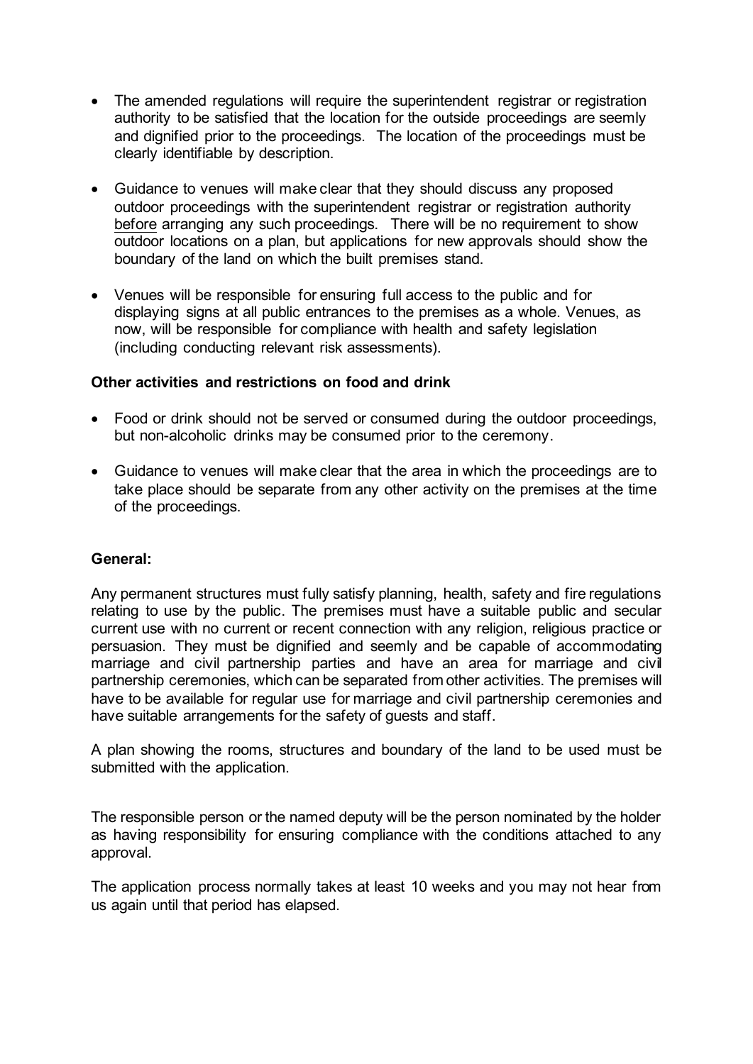- The amended regulations will require the superintendent registrar or registration authority to be satisfied that the location for the outside proceedings are seemly and dignified prior to the proceedings. The location of the proceedings must be clearly identifiable by description.

- Guidance to venues will make clear that they should discuss any proposed outdoor proceedings with the superintendent registrar or registration authority before arranging any such proceedings. There will be no requirement to show outdoor locations on a plan, but applications for new approvals should show the boundary of the land on which the built premises stand.

- Venues will be responsible for ensuring full access to the public and for displaying signs at all public entrances to the premises as a whole. Venues, as now, will be responsible for compliance with health and safety legislation (including conducting relevant risk assessments).

**Other activities and restrictions on food and drink**

- Food or drink should not be served or consumed during the outdoor proceedings, but non-alcoholic drinks may be consumed prior to the ceremony.

- Guidance to venues will make clear that the area in which the proceedings are to take place should be separate from any other activity on the premises at the time of the proceedings.

**General:**

Any permanent structures must fully satisfy planning, health, safety and fire regulations relating to use by the public. The premises must have a suitable public and secular current use with no current or recent connection with any religion, religious practice or persuasion. They must be dignified and seemly and be capable of accommodating marriage and civil partnership parties and have an area for marriage and civil partnership ceremonies, which can be separated from other activities. The premises will have to be available for regular use for marriage and civil partnership ceremonies and have suitable arrangements for the safety of guests and staff.

A plan showing the rooms, structures and boundary of the land to be used must be submitted with the application.

The responsible person or the named deputy will be the person nominated by the holder as having responsibility for ensuring compliance with the conditions attached to any approval.

The application process normally takes at least 10 weeks and you may not hear from us again until that period has elapsed.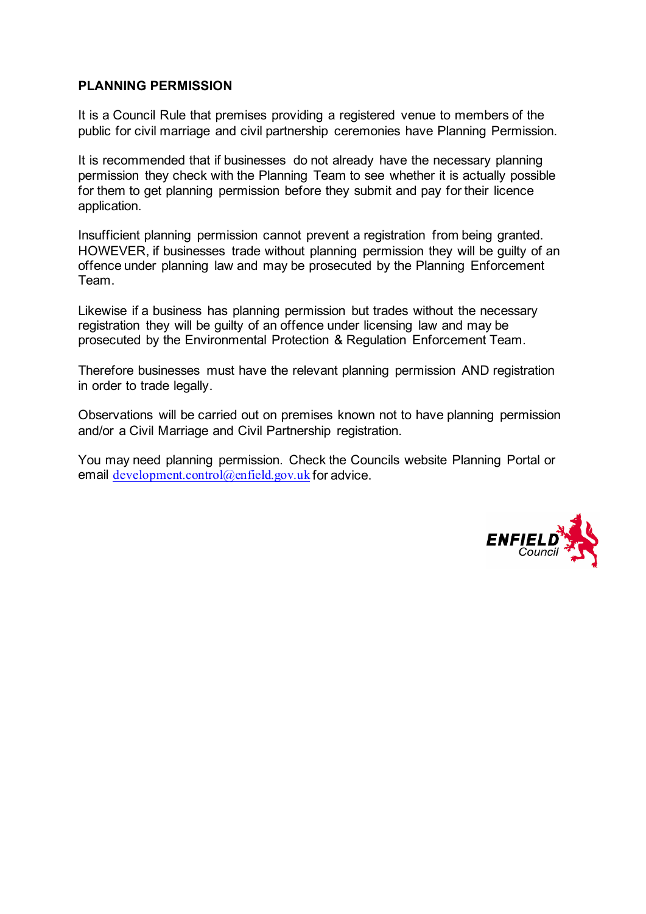**PLANNING PERMISSION**

It is a Council Rule that premises providing a registered venue to members of the public for civil marriage and civil partnership ceremonies have Planning Permission.

It is recommended that if businesses do not already have the necessary planning permission they check with the Planning Team to see whether it is actually possible for them to get planning permission before they submit and pay for their licence application.

Insufficient planning permission cannot prevent a registration from being granted. HOWEVER, if businesses trade without planning permission they will be guilty of an offence under planning law and may be prosecuted by the Planning Enforcement Team.

Likewise if a business has planning permission but trades without the necessary registration they will be guilty of an offence under licensing law and may be prosecuted by the Environmental Protection & Regulation Enforcement Team.

Therefore businesses must have the relevant planning permission AND registration in order to trade legally.

Observations will be carried out on premises known not to have planning permission and/or a Civil Marriage and Civil Partnership registration.

You may need planning permission. Check the Councils website Planning Portal or email development.control@enfield.gov.uk for advice.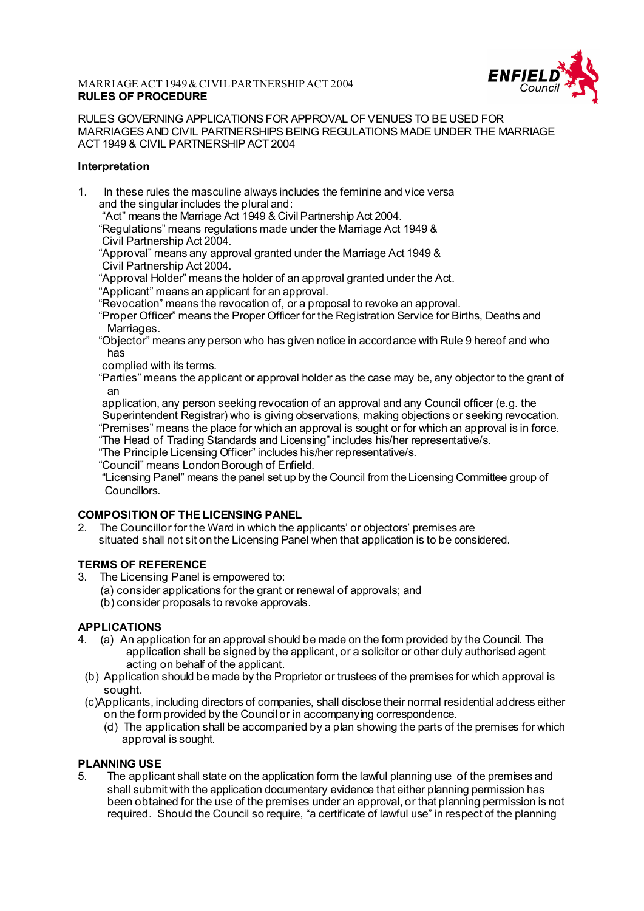MARRIAGE ACT 1949 & CIVIL PARTNERSHIP ACT 2004
**RULES OF PROCEDURE**

RULES GOVERNING APPLICATIONS FOR APPROVAL OF VENUES TO BE USED FOR MARRIAGES AND CIVIL PARTNERSHIPS BEING REGULATIONS MADE UNDER THE MARRIAGE ACT 1949 & CIVIL PARTNERSHIP ACT 2004

**Interpretation**

1. In these rules the masculine always includes the feminine and vice versa and the singular includes the plural and:
   "Act" means the Marriage Act 1949 & Civil Partnership Act 2004.
   "Regulations" means regulations made under the Marriage Act 1949 & Civil Partnership Act 2004.
   "Approval" means any approval granted under the Marriage Act 1949 & Civil Partnership Act 2004.
   "Approval Holder" means the holder of an approval granted under the Act.
   "Applicant" means an applicant for an approval.
   "Revocation" means the revocation of, or a proposal to revoke an approval.
   "Proper Officer" means the Proper Officer for the Registration Service for Births, Deaths and Marriages.
   "Objector" means any person who has given notice in accordance with Rule 9 hereof and who has complied with its terms.
   "Parties" means the applicant or approval holder as the case may be, any objector to the grant of an application, any person seeking revocation of an approval and any Council officer (e.g. the Superintendent Registrar) who is giving observations, making objections or seeking revocation.
   "Premises" means the place for which an approval is sought or for which an approval is in force.
   "The Head of Trading Standards and Licensing" includes his/her representative/s.
   "The Principle Licensing Officer" includes his/her representative/s.
   "Council" means London Borough of Enfield.
   "Licensing Panel" means the panel set up by the Council from the Licensing Committee group of Councillors.

**COMPOSITION OF THE LICENSING PANEL**

2. The Councillor for the Ward in which the applicants' or objectors' premises are situated shall not sit on the Licensing Panel when that application is to be considered.

**TERMS OF REFERENCE**

3. The Licensing Panel is empowered to:
   (a) consider applications for the grant or renewal of approvals; and
   (b) consider proposals to revoke approvals.

**APPLICATIONS**

4. (a) An application for an approval should be made on the form provided by the Council. The application shall be signed by the applicant, or a solicitor or other duly authorised agent acting on behalf of the applicant.
   (b) Application should be made by the Proprietor or trustees of the premises for which approval is sought.
   (c) Applicants, including directors of companies, shall disclose their normal residential address either on the form provided by the Council or in accompanying correspondence.
   (d) The application shall be accompanied by a plan showing the parts of the premises for which approval is sought.

**PLANNING USE**

5. The applicant shall state on the application form the lawful planning use of the premises and shall submit with the application documentary evidence that either planning permission has been obtained for the use of the premises under an approval, or that planning permission is not required. Should the Council so require, "a certificate of lawful use" in respect of the planning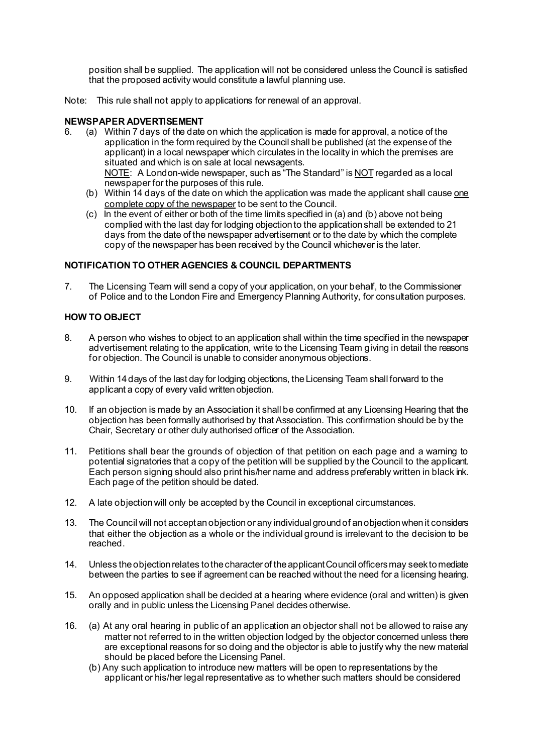position shall be supplied. The application will not be considered unless the Council is satisfied that the proposed activity would constitute a lawful planning use.

Note: This rule shall not apply to applications for renewal of an approval.

**NEWSPAPER ADVERTISEMENT**

6. (a) Within 7 days of the date on which the application is made for approval, a notice of the application in the form required by the Council shall be published (at the expense of the applicant) in a local newspaper which circulates in the locality in which the premises are situated and which is on sale at local newsagents.
   NOTE: A London-wide newspaper, such as "The Standard" is NOT regarded as a local newspaper for the purposes of this rule.
   (b) Within 14 days of the date on which the application was made the applicant shall cause one complete copy of the newspaper to be sent to the Council.
   (c) In the event of either or both of the time limits specified in (a) and (b) above not being complied with the last day for lodging objection to the application shall be extended to 21 days from the date of the newspaper advertisement or to the date by which the complete copy of the newspaper has been received by the Council whichever is the later.

**NOTIFICATION TO OTHER AGENCIES & COUNCIL DEPARTMENTS**

7. The Licensing Team will send a copy of your application, on your behalf, to the Commissioner of Police and to the London Fire and Emergency Planning Authority, for consultation purposes.

**HOW TO OBJECT**

8. A person who wishes to object to an application shall within the time specified in the newspaper advertisement relating to the application, write to the Licensing Team giving in detail the reasons for objection. The Council is unable to consider anonymous objections.

9. Within 14 days of the last day for lodging objections, the Licensing Team shall forward to the applicant a copy of every valid written objection.

10. If an objection is made by an Association it shall be confirmed at any Licensing Hearing that the objection has been formally authorised by that Association. This confirmation should be by the Chair, Secretary or other duly authorised officer of the Association.

11. Petitions shall bear the grounds of objection of that petition on each page and a warning to potential signatories that a copy of the petition will be supplied by the Council to the applicant. Each person signing should also print his/her name and address preferably written in black ink. Each page of the petition should be dated.

12. A late objection will only be accepted by the Council in exceptional circumstances.

13. The Council will not accept an objection or any individual ground of an objection when it considers that either the objection as a whole or the individual ground is irrelevant to the decision to be reached.

14. Unless the objection relates to the character of the applicant Council officers may seek to mediate between the parties to see if agreement can be reached without the need for a licensing hearing.

15. An opposed application shall be decided at a hearing where evidence (oral and written) is given orally and in public unless the Licensing Panel decides otherwise.

16. (a) At any oral hearing in public of an application an objector shall not be allowed to raise any matter not referred to in the written objection lodged by the objector concerned unless there are exceptional reasons for so doing and the objector is able to justify why the new material should be placed before the Licensing Panel.
    (b) Any such application to introduce new matters will be open to representations by the applicant or his/her legal representative as to whether such matters should be considered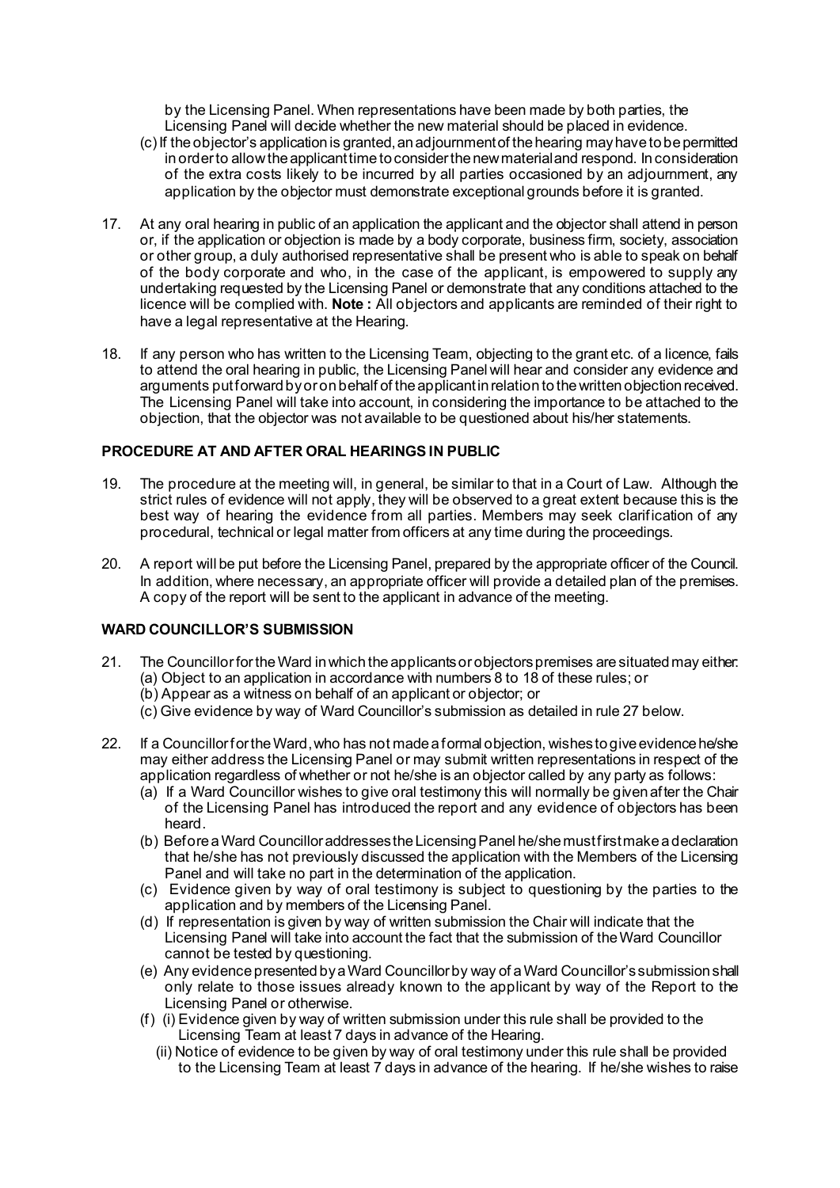by the Licensing Panel. When representations have been made by both parties, the Licensing Panel will decide whether the new material should be placed in evidence.

(c) If the objector's application is granted, an adjournment of the hearing may have to be permitted in order to allow the applicant time to consider the new material and respond. In consideration of the extra costs likely to be incurred by all parties occasioned by an adjournment, any application by the objector must demonstrate exceptional grounds before it is granted.

17. At any oral hearing in public of an application the applicant and the objector shall attend in person or, if the application or objection is made by a body corporate, business firm, society, association or other group, a duly authorised representative shall be present who is able to speak on behalf of the body corporate and who, in the case of the applicant, is empowered to supply any undertaking requested by the Licensing Panel or demonstrate that any conditions attached to the licence will be complied with. **Note :** All objectors and applicants are reminded of their right to have a legal representative at the Hearing.

18. If any person who has written to the Licensing Team, objecting to the grant etc. of a licence, fails to attend the oral hearing in public, the Licensing Panel will hear and consider any evidence and arguments put forward by or on behalf of the applicant in relation to the written objection received. The Licensing Panel will take into account, in considering the importance to be attached to the objection, that the objector was not available to be questioned about his/her statements.

**PROCEDURE AT AND AFTER ORAL HEARINGS IN PUBLIC**

19. The procedure at the meeting will, in general, be similar to that in a Court of Law. Although the strict rules of evidence will not apply, they will be observed to a great extent because this is the best way of hearing the evidence from all parties. Members may seek clarification of any procedural, technical or legal matter from officers at any time during the proceedings.

20. A report will be put before the Licensing Panel, prepared by the appropriate officer of the Council. In addition, where necessary, an appropriate officer will provide a detailed plan of the premises. A copy of the report will be sent to the applicant in advance of the meeting.

**WARD COUNCILLOR'S SUBMISSION**

21. The Councillor for the Ward in which the applicants or objectors premises are situated may either:
    (a) Object to an application in accordance with numbers 8 to 18 of these rules; or
    (b) Appear as a witness on behalf of an applicant or objector; or
    (c) Give evidence by way of Ward Councillor's submission as detailed in rule 27 below.

22. If a Councillor for the Ward, who has not made a formal objection, wishes to give evidence he/she may either address the Licensing Panel or may submit written representations in respect of the application regardless of whether or not he/she is an objector called by any party as follows:
    (a) If a Ward Councillor wishes to give oral testimony this will normally be given after the Chair of the Licensing Panel has introduced the report and any evidence of objectors has been heard.
    (b) Before a Ward Councillor addresses the Licensing Panel he/she must first make a declaration that he/she has not previously discussed the application with the Members of the Licensing Panel and will take no part in the determination of the application.
    (c) Evidence given by way of oral testimony is subject to questioning by the parties to the application and by members of the Licensing Panel.
    (d) If representation is given by way of written submission the Chair will indicate that the Licensing Panel will take into account the fact that the submission of the Ward Councillor cannot be tested by questioning.
    (e) Any evidence presented by a Ward Councillor by way of a Ward Councillor's submission shall only relate to those issues already known to the applicant by way of the Report to the Licensing Panel or otherwise.
    (f) (i) Evidence given by way of written submission under this rule shall be provided to the Licensing Team at least 7 days in advance of the Hearing.
        (ii) Notice of evidence to be given by way of oral testimony under this rule shall be provided to the Licensing Team at least 7 days in advance of the hearing. If he/she wishes to raise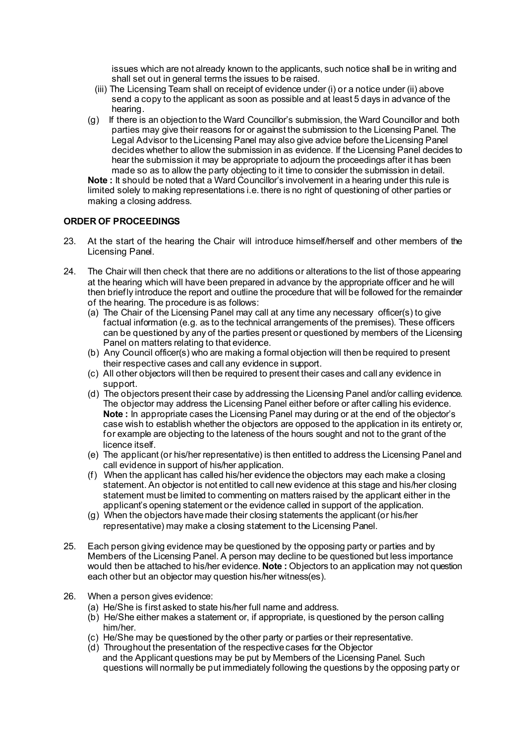issues which are not already known to the applicants, such notice shall be in writing and shall set out in general terms the issues to be raised.

(iii) The Licensing Team shall on receipt of evidence under (i) or a notice under (ii) above send a copy to the applicant as soon as possible and at least 5 days in advance of the hearing.

(g) If there is an objection to the Ward Councillor's submission, the Ward Councillor and both parties may give their reasons for or against the submission to the Licensing Panel. The Legal Advisor to the Licensing Panel may also give advice before the Licensing Panel decides whether to allow the submission in as evidence. If the Licensing Panel decides to hear the submission it may be appropriate to adjourn the proceedings after it has been made so as to allow the party objecting to it time to consider the submission in detail.

**Note :** It should be noted that a Ward Councillor's involvement in a hearing under this rule is limited solely to making representations i.e. there is no right of questioning of other parties or making a closing address.

**ORDER OF PROCEEDINGS**

23. At the start of the hearing the Chair will introduce himself/herself and other members of the Licensing Panel.

24. The Chair will then check that there are no additions or alterations to the list of those appearing at the hearing which will have been prepared in advance by the appropriate officer and he will then briefly introduce the report and outline the procedure that will be followed for the remainder of the hearing. The procedure is as follows:
    (a) The Chair of the Licensing Panel may call at any time any necessary officer(s) to give factual information (e.g. as to the technical arrangements of the premises). These officers can be questioned by any of the parties present or questioned by members of the Licensing Panel on matters relating to that evidence.
    (b) Any Council officer(s) who are making a formal objection will then be required to present their respective cases and call any evidence in support.
    (c) All other objectors will then be required to present their cases and call any evidence in support.
    (d) The objectors present their case by addressing the Licensing Panel and/or calling evidence. The objector may address the Licensing Panel either before or after calling his evidence. **Note :** In appropriate cases the Licensing Panel may during or at the end of the objector's case wish to establish whether the objectors are opposed to the application in its entirety or, for example are objecting to the lateness of the hours sought and not to the grant of the licence itself.
    (e) The applicant (or his/her representative) is then entitled to address the Licensing Panel and call evidence in support of his/her application.
    (f) When the applicant has called his/her evidence the objectors may each make a closing statement. An objector is not entitled to call new evidence at this stage and his/her closing statement must be limited to commenting on matters raised by the applicant either in the applicant's opening statement or the evidence called in support of the application.
    (g) When the objectors have made their closing statements the applicant (or his/her representative) may make a closing statement to the Licensing Panel.

25. Each person giving evidence may be questioned by the opposing party or parties and by Members of the Licensing Panel. A person may decline to be questioned but less importance would then be attached to his/her evidence. **Note :** Objectors to an application may not question each other but an objector may question his/her witness(es).

26. When a person gives evidence:
    (a) He/She is first asked to state his/her full name and address.
    (b) He/She either makes a statement or, if appropriate, is questioned by the person calling him/her.
    (c) He/She may be questioned by the other party or parties or their representative.
    (d) Throughout the presentation of the respective cases for the Objector and the Applicant questions may be put by Members of the Licensing Panel. Such questions will normally be put immediately following the questions by the opposing party or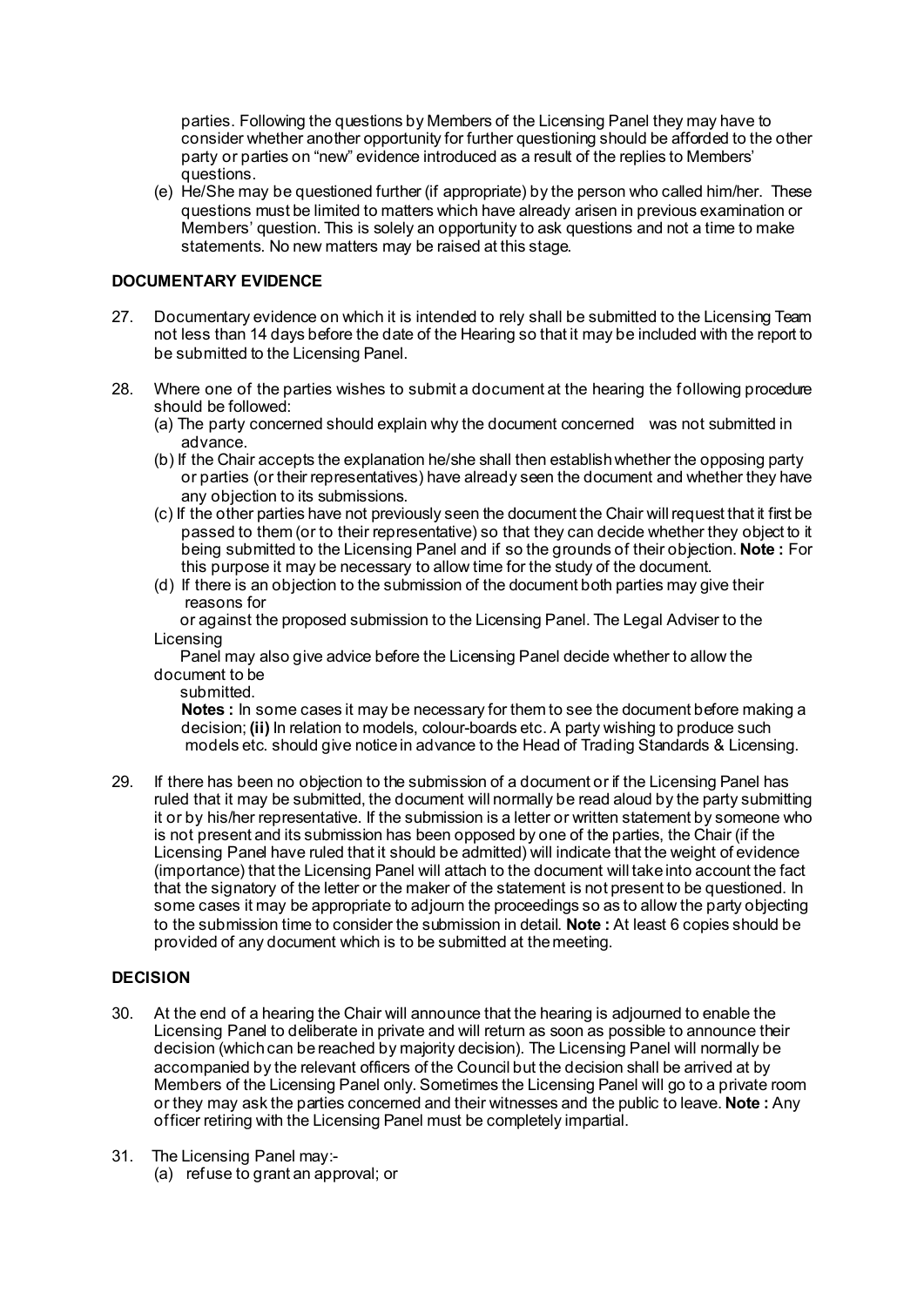parties. Following the questions by Members of the Licensing Panel they may have to consider whether another opportunity for further questioning should be afforded to the other party or parties on "new" evidence introduced as a result of the replies to Members' questions.

(e) He/She may be questioned further (if appropriate) by the person who called him/her. These questions must be limited to matters which have already arisen in previous examination or Members' question. This is solely an opportunity to ask questions and not a time to make statements. No new matters may be raised at this stage.

**DOCUMENTARY EVIDENCE**

27. Documentary evidence on which it is intended to rely shall be submitted to the Licensing Team not less than 14 days before the date of the Hearing so that it may be included with the report to be submitted to the Licensing Panel.

28. Where one of the parties wishes to submit a document at the hearing the following procedure should be followed:

    (a) The party concerned should explain why the document concerned was not submitted in advance.

    (b) If the Chair accepts the explanation he/she shall then establish whether the opposing party or parties (or their representatives) have already seen the document and whether they have any objection to its submissions.

    (c) If the other parties have not previously seen the document the Chair will request that it first be passed to them (or to their representative) so that they can decide whether they object to it being submitted to the Licensing Panel and if so the grounds of their objection. **Note :** For this purpose it may be necessary to allow time for the study of the document.

    (d) If there is an objection to the submission of the document both parties may give their reasons for or against the proposed submission to the Licensing Panel. The Legal Adviser to the Licensing Panel may also give advice before the Licensing Panel decide whether to allow the document to be submitted.

    **Notes :** In some cases it may be necessary for them to see the document before making a decision; **(ii)** In relation to models, colour-boards etc. A party wishing to produce such models etc. should give notice in advance to the Head of Trading Standards & Licensing.

29. If there has been no objection to the submission of a document or if the Licensing Panel has ruled that it may be submitted, the document will normally be read aloud by the party submitting it or by his/her representative. If the submission is a letter or written statement by someone who is not present and its submission has been opposed by one of the parties, the Chair (if the Licensing Panel have ruled that it should be admitted) will indicate that the weight of evidence (importance) that the Licensing Panel will attach to the document will take into account the fact that the signatory of the letter or the maker of the statement is not present to be questioned. In some cases it may be appropriate to adjourn the proceedings so as to allow the party objecting to the submission time to consider the submission in detail. **Note :** At least 6 copies should be provided of any document which is to be submitted at the meeting.

**DECISION**

30. At the end of a hearing the Chair will announce that the hearing is adjourned to enable the Licensing Panel to deliberate in private and will return as soon as possible to announce their decision (which can be reached by majority decision). The Licensing Panel will normally be accompanied by the relevant officers of the Council but the decision shall be arrived at by Members of the Licensing Panel only. Sometimes the Licensing Panel will go to a private room or they may ask the parties concerned and their witnesses and the public to leave. **Note :** Any officer retiring with the Licensing Panel must be completely impartial.

31. The Licensing Panel may:-

    (a) refuse to grant an approval; or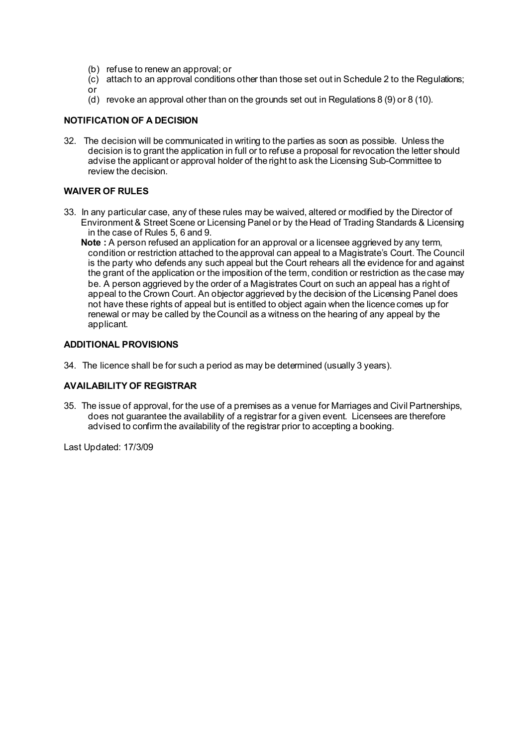(b) refuse to renew an approval; or

(c) attach to an approval conditions other than those set out in Schedule 2 to the Regulations; or

(d) revoke an approval other than on the grounds set out in Regulations 8 (9) or 8 (10).

**NOTIFICATION OF A DECISION**

32. The decision will be communicated in writing to the parties as soon as possible. Unless the decision is to grant the application in full or to refuse a proposal for revocation the letter should advise the applicant or approval holder of the right to ask the Licensing Sub-Committee to review the decision.

**WAIVER OF RULES**

33. In any particular case, any of these rules may be waived, altered or modified by the Director of Environment & Street Scene or Licensing Panel or by the Head of Trading Standards & Licensing in the case of Rules 5, 6 and 9.

**Note :** A person refused an application for an approval or a licensee aggrieved by any term, condition or restriction attached to the approval can appeal to a Magistrate's Court. The Council is the party who defends any such appeal but the Court rehears all the evidence for and against the grant of the application or the imposition of the term, condition or restriction as the case may be. A person aggrieved by the order of a Magistrates Court on such an appeal has a right of appeal to the Crown Court. An objector aggrieved by the decision of the Licensing Panel does not have these rights of appeal but is entitled to object again when the licence comes up for renewal or may be called by the Council as a witness on the hearing of any appeal by the applicant.

**ADDITIONAL PROVISIONS**

34. The licence shall be for such a period as may be determined (usually 3 years).

**AVAILABILITY OF REGISTRAR**

35. The issue of approval, for the use of a premises as a venue for Marriages and Civil Partnerships, does not guarantee the availability of a registrar for a given event. Licensees are therefore advised to confirm the availability of the registrar prior to accepting a booking.

Last Updated: 17/3/09